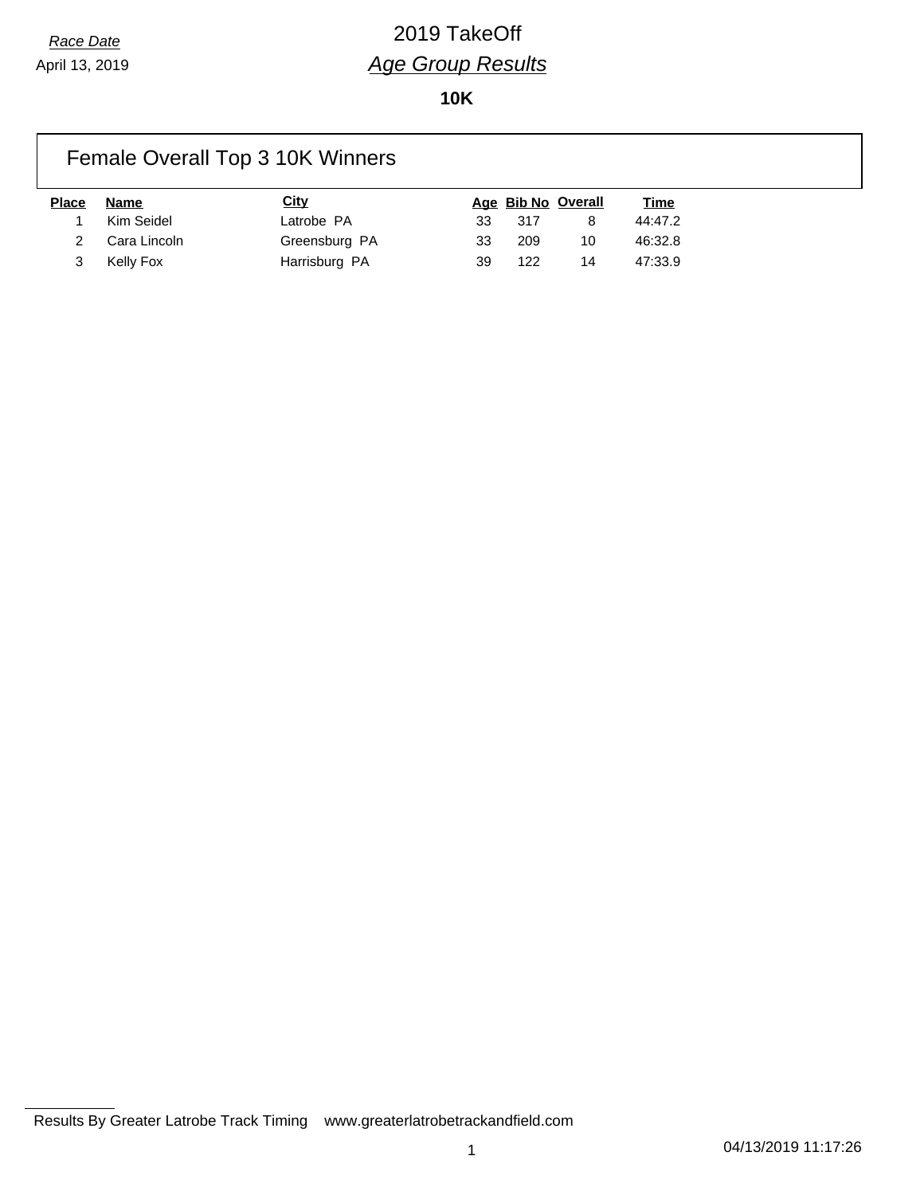*Race Date*

April 13, 2019

# 2019 TakeOff

## *Age Group Results*

**10K**

### Female Overall Top 3 10K Winners

| Place | Name | City | Age | Bib No | Overall | Time |
|---|---|---|---|---|---|---|
| 1 | Kim Seidel | Latrobe PA | 33 | 317 | 8 | 44:47.2 |
| 2 | Cara Lincoln | Greensburg PA | 33 | 209 | 10 | 46:32.8 |
| 3 | Kelly Fox | Harrisburg PA | 39 | 122 | 14 | 47:33.9 |

Results By Greater Latrobe Track Timing www.greaterlatrobetrackandfield.com

04/13/2019 11:17:26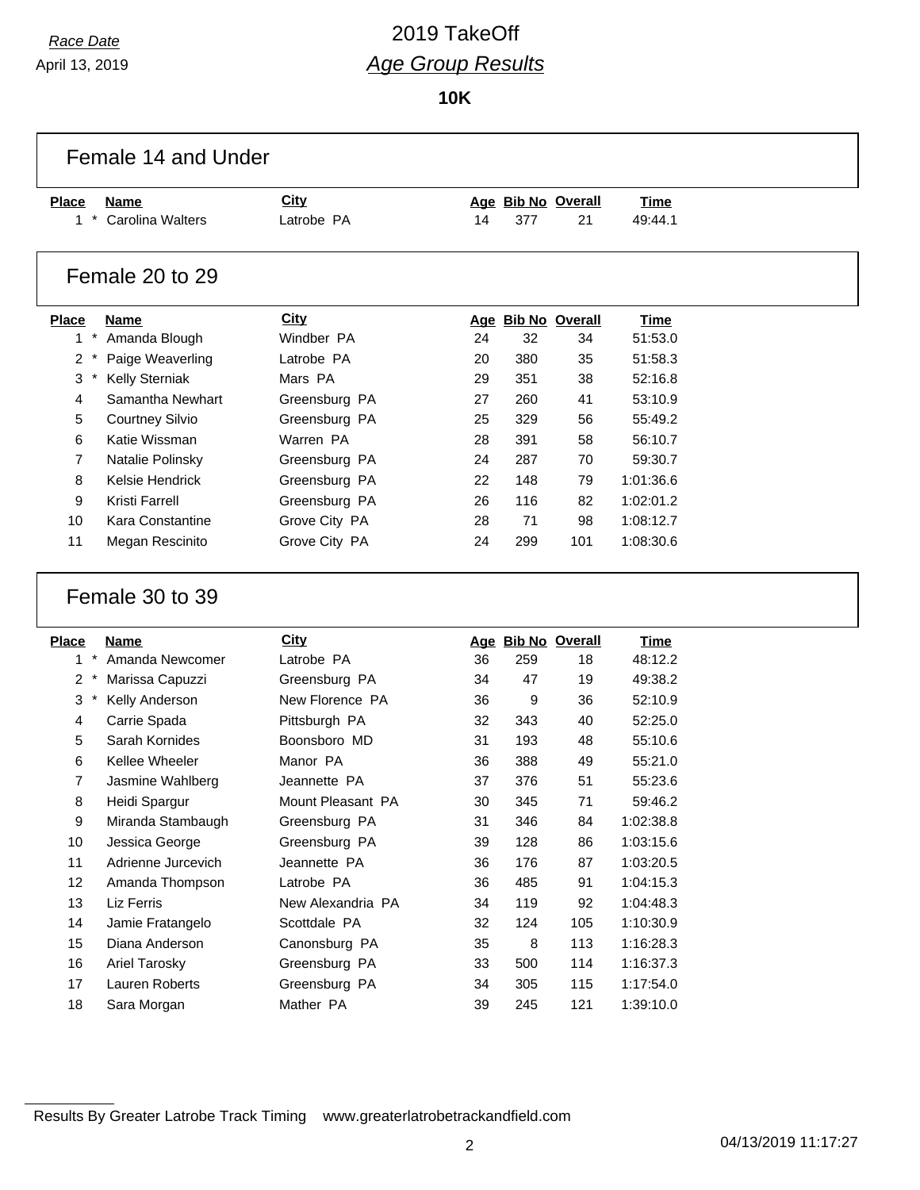*Race Date*
April 13, 2019

# 2019 TakeOff
## *Age Group Results*

**10K**

### Female 14 and Under

| Place | Name | City | Age | Bib No | Overall | Time |
|---|---|---|---|---|---|---|
| 1 * | Carolina Walters | Latrobe PA | 14 | 377 | 21 | 49:44.1 |

### Female 20 to 29

| Place | Name | City | Age | Bib No | Overall | Time |
|---|---|---|---|---|---|---|
| 1 * | Amanda Blough | Windber PA | 24 | 32 | 34 | 51:53.0 |
| 2 * | Paige Weaverling | Latrobe PA | 20 | 380 | 35 | 51:58.3 |
| 3 * | Kelly Sterniak | Mars PA | 29 | 351 | 38 | 52:16.8 |
| 4 | Samantha Newhart | Greensburg PA | 27 | 260 | 41 | 53:10.9 |
| 5 | Courtney Silvio | Greensburg PA | 25 | 329 | 56 | 55:49.2 |
| 6 | Katie Wissman | Warren PA | 28 | 391 | 58 | 56:10.7 |
| 7 | Natalie Polinsky | Greensburg PA | 24 | 287 | 70 | 59:30.7 |
| 8 | Kelsie Hendrick | Greensburg PA | 22 | 148 | 79 | 1:01:36.6 |
| 9 | Kristi Farrell | Greensburg PA | 26 | 116 | 82 | 1:02:01.2 |
| 10 | Kara Constantine | Grove City PA | 28 | 71 | 98 | 1:08:12.7 |
| 11 | Megan Rescinito | Grove City PA | 24 | 299 | 101 | 1:08:30.6 |

### Female 30 to 39

| Place | Name | City | Age | Bib No | Overall | Time |
|---|---|---|---|---|---|---|
| 1 * | Amanda Newcomer | Latrobe PA | 36 | 259 | 18 | 48:12.2 |
| 2 * | Marissa Capuzzi | Greensburg PA | 34 | 47 | 19 | 49:38.2 |
| 3 * | Kelly Anderson | New Florence PA | 36 | 9 | 36 | 52:10.9 |
| 4 | Carrie Spada | Pittsburgh PA | 32 | 343 | 40 | 52:25.0 |
| 5 | Sarah Kornides | Boonsboro MD | 31 | 193 | 48 | 55:10.6 |
| 6 | Kellee Wheeler | Manor PA | 36 | 388 | 49 | 55:21.0 |
| 7 | Jasmine Wahlberg | Jeannette PA | 37 | 376 | 51 | 55:23.6 |
| 8 | Heidi Spargur | Mount Pleasant PA | 30 | 345 | 71 | 59:46.2 |
| 9 | Miranda Stambaugh | Greensburg PA | 31 | 346 | 84 | 1:02:38.8 |
| 10 | Jessica George | Greensburg PA | 39 | 128 | 86 | 1:03:15.6 |
| 11 | Adrienne Jurcevich | Jeannette PA | 36 | 176 | 87 | 1:03:20.5 |
| 12 | Amanda Thompson | Latrobe PA | 36 | 485 | 91 | 1:04:15.3 |
| 13 | Liz Ferris | New Alexandria PA | 34 | 119 | 92 | 1:04:48.3 |
| 14 | Jamie Fratangelo | Scottdale PA | 32 | 124 | 105 | 1:10:30.9 |
| 15 | Diana Anderson | Canonsburg PA | 35 | 8 | 113 | 1:16:28.3 |
| 16 | Ariel Tarosky | Greensburg PA | 33 | 500 | 114 | 1:16:37.3 |
| 17 | Lauren Roberts | Greensburg PA | 34 | 305 | 115 | 1:17:54.0 |
| 18 | Sara Morgan | Mather PA | 39 | 245 | 121 | 1:39:10.0 |

Results By Greater Latrobe Track Timing www.greaterlatrobetrackandfield.com

04/13/2019 11:17:27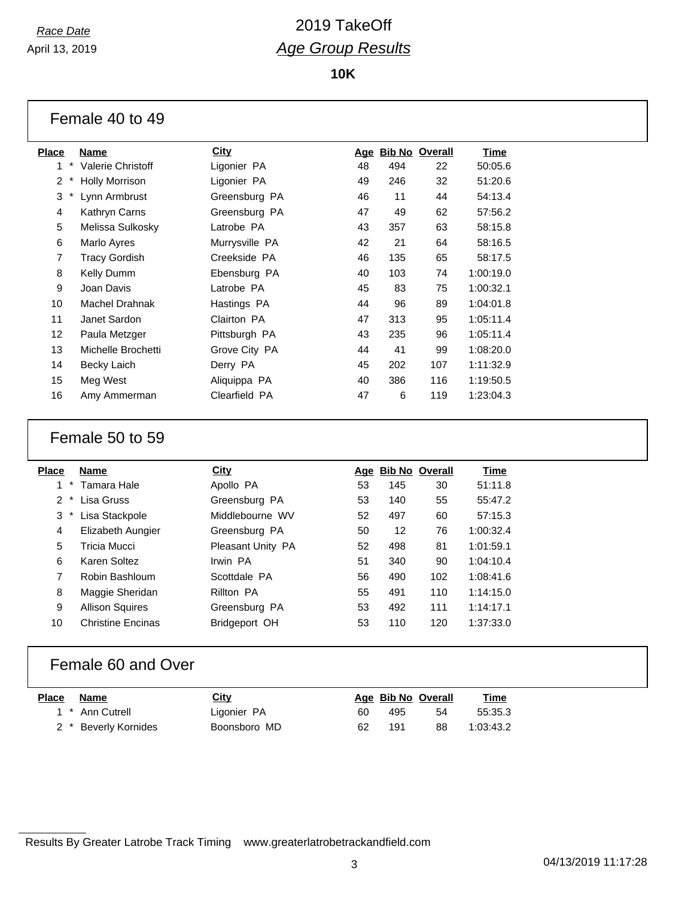*Race Date*

April 13, 2019

# 2019 TakeOff

## *Age Group Results*

**10K**

### Female 40 to 49

| Place | Name | City | Age | Bib No | Overall | Time |
|---|---|---|---|---|---|---|
| 1 * | Valerie Christoff | Ligonier PA | 48 | 494 | 22 | 50:05.6 |
| 2 * | Holly Morrison | Ligonier PA | 49 | 246 | 32 | 51:20.6 |
| 3 * | Lynn Armbrust | Greensburg PA | 46 | 11 | 44 | 54:13.4 |
| 4 | Kathryn Carns | Greensburg PA | 47 | 49 | 62 | 57:56.2 |
| 5 | Melissa Sulkosky | Latrobe PA | 43 | 357 | 63 | 58:15.8 |
| 6 | Marlo Ayres | Murrysville PA | 42 | 21 | 64 | 58:16.5 |
| 7 | Tracy Gordish | Creekside PA | 46 | 135 | 65 | 58:17.5 |
| 8 | Kelly Dumm | Ebensburg PA | 40 | 103 | 74 | 1:00:19.0 |
| 9 | Joan Davis | Latrobe PA | 45 | 83 | 75 | 1:00:32.1 |
| 10 | Machel Drahnak | Hastings PA | 44 | 96 | 89 | 1:04:01.8 |
| 11 | Janet Sardon | Clairton PA | 47 | 313 | 95 | 1:05:11.4 |
| 12 | Paula Metzger | Pittsburgh PA | 43 | 235 | 96 | 1:05:11.4 |
| 13 | Michelle Brochetti | Grove City PA | 44 | 41 | 99 | 1:08:20.0 |
| 14 | Becky Laich | Derry PA | 45 | 202 | 107 | 1:11:32.9 |
| 15 | Meg West | Aliquippa PA | 40 | 386 | 116 | 1:19:50.5 |
| 16 | Amy Ammerman | Clearfield PA | 47 | 6 | 119 | 1:23:04.3 |

### Female 50 to 59

| Place | Name | City | Age | Bib No | Overall | Time |
|---|---|---|---|---|---|---|
| 1 * | Tamara Hale | Apollo PA | 53 | 145 | 30 | 51:11.8 |
| 2 * | Lisa Gruss | Greensburg PA | 53 | 140 | 55 | 55:47.2 |
| 3 * | Lisa Stackpole | Middlebourne WV | 52 | 497 | 60 | 57:15.3 |
| 4 | Elizabeth Aungier | Greensburg PA | 50 | 12 | 76 | 1:00:32.4 |
| 5 | Tricia Mucci | Pleasant Unity PA | 52 | 498 | 81 | 1:01:59.1 |
| 6 | Karen Soltez | Irwin PA | 51 | 340 | 90 | 1:04:10.4 |
| 7 | Robin Bashloum | Scottdale PA | 56 | 490 | 102 | 1:08:41.6 |
| 8 | Maggie Sheridan | Rillton PA | 55 | 491 | 110 | 1:14:15.0 |
| 9 | Allison Squires | Greensburg PA | 53 | 492 | 111 | 1:14:17.1 |
| 10 | Christine Encinas | Bridgeport OH | 53 | 110 | 120 | 1:37:33.0 |

### Female 60 and Over

| Place | Name | City | Age | Bib No | Overall | Time |
|---|---|---|---|---|---|---|
| 1 * | Ann Cutrell | Ligonier PA | 60 | 495 | 54 | 55:35.3 |
| 2 * | Beverly Kornides | Boonsboro MD | 62 | 191 | 88 | 1:03:43.2 |

Results By Greater Latrobe Track Timing www.greaterlatrobetrackandfield.com

04/13/2019 11:17:28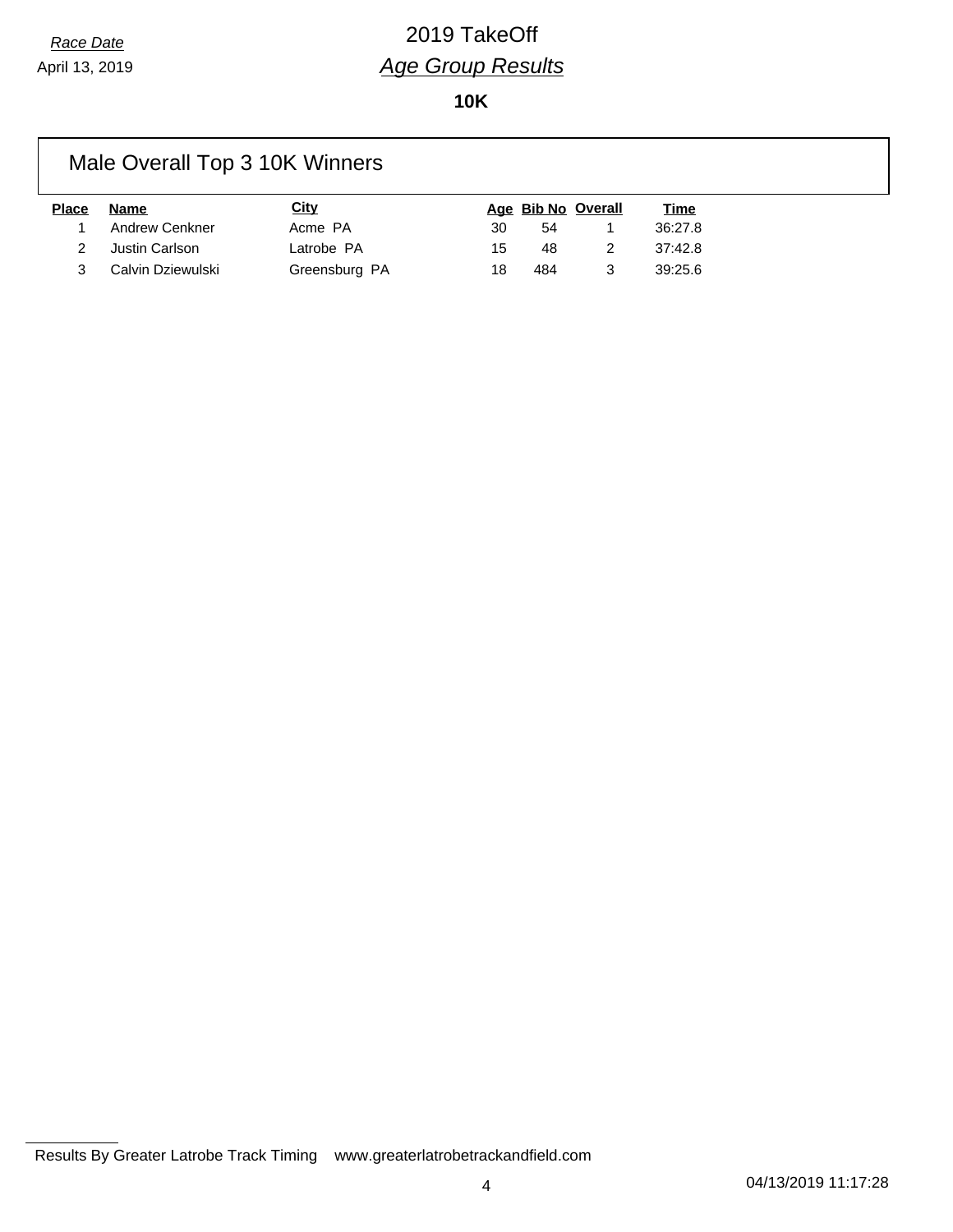*Race Date*

April 13, 2019

# 2019 TakeOff

## *Age Group Results*

**10K**

### Male Overall Top 3 10K Winners

| Place | Name | City | Age | Bib No | Overall | Time |
|---|---|---|---|---|---|---|
| 1 | Andrew Cenkner | Acme PA | 30 | 54 | 1 | 36:27.8 |
| 2 | Justin Carlson | Latrobe PA | 15 | 48 | 2 | 37:42.8 |
| 3 | Calvin Dziewulski | Greensburg PA | 18 | 484 | 3 | 39:25.6 |

Results By Greater Latrobe Track Timing www.greaterlatrobetrackandfield.com

04/13/2019 11:17:28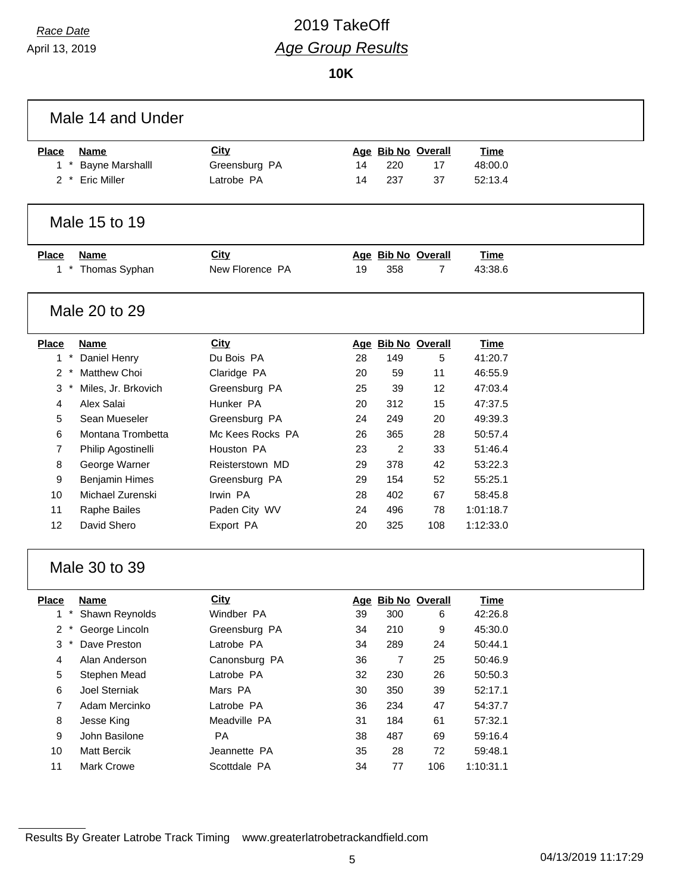Race Date

April 13, 2019

# 2019 TakeOff

## Age Group Results

**10K**

### Male 14 and Under

| Place | Name | City | Age | Bib No | Overall | Time |
|---|---|---|---|---|---|---|
| 1 * | Bayne Marshalll | Greensburg PA | 14 | 220 | 17 | 48:00.0 |
| 2 * | Eric Miller | Latrobe PA | 14 | 237 | 37 | 52:13.4 |

### Male 15 to 19

| Place | Name | City | Age | Bib No | Overall | Time |
|---|---|---|---|---|---|---|
| 1 * | Thomas Syphan | New Florence PA | 19 | 358 | 7 | 43:38.6 |

### Male 20 to 29

| Place | Name | City | Age | Bib No | Overall | Time |
|---|---|---|---|---|---|---|
| 1 * | Daniel Henry | Du Bois PA | 28 | 149 | 5 | 41:20.7 |
| 2 * | Matthew Choi | Claridge PA | 20 | 59 | 11 | 46:55.9 |
| 3 * | Miles, Jr. Brkovich | Greensburg PA | 25 | 39 | 12 | 47:03.4 |
| 4 | Alex Salai | Hunker PA | 20 | 312 | 15 | 47:37.5 |
| 5 | Sean Mueseler | Greensburg PA | 24 | 249 | 20 | 49:39.3 |
| 6 | Montana Trombetta | Mc Kees Rocks PA | 26 | 365 | 28 | 50:57.4 |
| 7 | Philip Agostinelli | Houston PA | 23 | 2 | 33 | 51:46.4 |
| 8 | George Warner | Reisterstown MD | 29 | 378 | 42 | 53:22.3 |
| 9 | Benjamin Himes | Greensburg PA | 29 | 154 | 52 | 55:25.1 |
| 10 | Michael Zurenski | Irwin PA | 28 | 402 | 67 | 58:45.8 |
| 11 | Raphe Bailes | Paden City WV | 24 | 496 | 78 | 1:01:18.7 |
| 12 | David Shero | Export PA | 20 | 325 | 108 | 1:12:33.0 |

### Male 30 to 39

| Place | Name | City | Age | Bib No | Overall | Time |
|---|---|---|---|---|---|---|
| 1 * | Shawn Reynolds | Windber PA | 39 | 300 | 6 | 42:26.8 |
| 2 * | George Lincoln | Greensburg PA | 34 | 210 | 9 | 45:30.0 |
| 3 * | Dave Preston | Latrobe PA | 34 | 289 | 24 | 50:44.1 |
| 4 | Alan Anderson | Canonsburg PA | 36 | 7 | 25 | 50:46.9 |
| 5 | Stephen Mead | Latrobe PA | 32 | 230 | 26 | 50:50.3 |
| 6 | Joel Sterniak | Mars PA | 30 | 350 | 39 | 52:17.1 |
| 7 | Adam Mercinko | Latrobe PA | 36 | 234 | 47 | 54:37.7 |
| 8 | Jesse King | Meadville PA | 31 | 184 | 61 | 57:32.1 |
| 9 | John Basilone | PA | 38 | 487 | 69 | 59:16.4 |
| 10 | Matt Bercik | Jeannette PA | 35 | 28 | 72 | 59:48.1 |
| 11 | Mark Crowe | Scottdale PA | 34 | 77 | 106 | 1:10:31.1 |

Results By Greater Latrobe Track Timing www.greaterlatrobetrackandfield.com

04/13/2019 11:17:29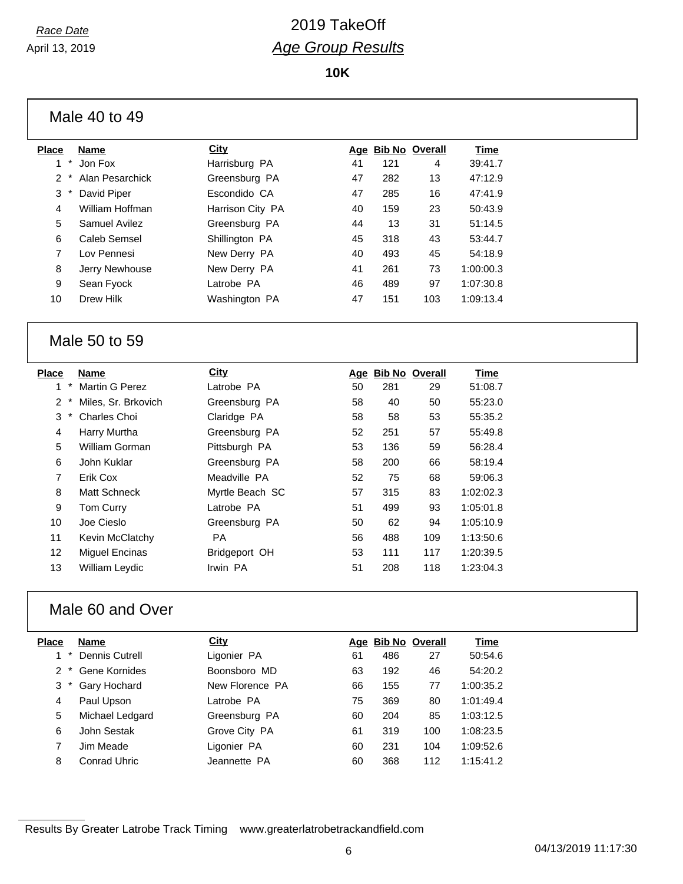*Race Date*

April 13, 2019

# 2019 TakeOff

## *Age Group Results*

**10K**

### Male 40 to 49

| Place | Name | City | Age | Bib No | Overall | Time |
|---|---|---|---|---|---|---|
| 1 * | Jon Fox | Harrisburg PA | 41 | 121 | 4 | 39:41.7 |
| 2 * | Alan Pesarchick | Greensburg PA | 47 | 282 | 13 | 47:12.9 |
| 3 * | David Piper | Escondido CA | 47 | 285 | 16 | 47:41.9 |
| 4 | William Hoffman | Harrison City PA | 40 | 159 | 23 | 50:43.9 |
| 5 | Samuel Avilez | Greensburg PA | 44 | 13 | 31 | 51:14.5 |
| 6 | Caleb Semsel | Shillington PA | 45 | 318 | 43 | 53:44.7 |
| 7 | Lov Pennesi | New Derry PA | 40 | 493 | 45 | 54:18.9 |
| 8 | Jerry Newhouse | New Derry PA | 41 | 261 | 73 | 1:00:00.3 |
| 9 | Sean Fyock | Latrobe PA | 46 | 489 | 97 | 1:07:30.8 |
| 10 | Drew Hilk | Washington PA | 47 | 151 | 103 | 1:09:13.4 |

### Male 50 to 59

| Place | Name | City | Age | Bib No | Overall | Time |
|---|---|---|---|---|---|---|
| 1 * | Martin G Perez | Latrobe PA | 50 | 281 | 29 | 51:08.7 |
| 2 * | Miles, Sr. Brkovich | Greensburg PA | 58 | 40 | 50 | 55:23.0 |
| 3 * | Charles Choi | Claridge PA | 58 | 58 | 53 | 55:35.2 |
| 4 | Harry Murtha | Greensburg PA | 52 | 251 | 57 | 55:49.8 |
| 5 | William Gorman | Pittsburgh PA | 53 | 136 | 59 | 56:28.4 |
| 6 | John Kuklar | Greensburg PA | 58 | 200 | 66 | 58:19.4 |
| 7 | Erik Cox | Meadville PA | 52 | 75 | 68 | 59:06.3 |
| 8 | Matt Schneck | Myrtle Beach SC | 57 | 315 | 83 | 1:02:02.3 |
| 9 | Tom Curry | Latrobe PA | 51 | 499 | 93 | 1:05:01.8 |
| 10 | Joe Cieslo | Greensburg PA | 50 | 62 | 94 | 1:05:10.9 |
| 11 | Kevin McClatchy | PA | 56 | 488 | 109 | 1:13:50.6 |
| 12 | Miguel Encinas | Bridgeport OH | 53 | 111 | 117 | 1:20:39.5 |
| 13 | William Leydic | Irwin PA | 51 | 208 | 118 | 1:23:04.3 |

### Male 60 and Over

| Place | Name | City | Age | Bib No | Overall | Time |
|---|---|---|---|---|---|---|
| 1 * | Dennis Cutrell | Ligonier PA | 61 | 486 | 27 | 50:54.6 |
| 2 * | Gene Kornides | Boonsboro MD | 63 | 192 | 46 | 54:20.2 |
| 3 * | Gary Hochard | New Florence PA | 66 | 155 | 77 | 1:00:35.2 |
| 4 | Paul Upson | Latrobe PA | 75 | 369 | 80 | 1:01:49.4 |
| 5 | Michael Ledgard | Greensburg PA | 60 | 204 | 85 | 1:03:12.5 |
| 6 | John Sestak | Grove City PA | 61 | 319 | 100 | 1:08:23.5 |
| 7 | Jim Meade | Ligonier PA | 60 | 231 | 104 | 1:09:52.6 |
| 8 | Conrad Uhric | Jeannette PA | 60 | 368 | 112 | 1:15:41.2 |

Results By Greater Latrobe Track Timing www.greaterlatrobetrackandfield.com

04/13/2019 11:17:30